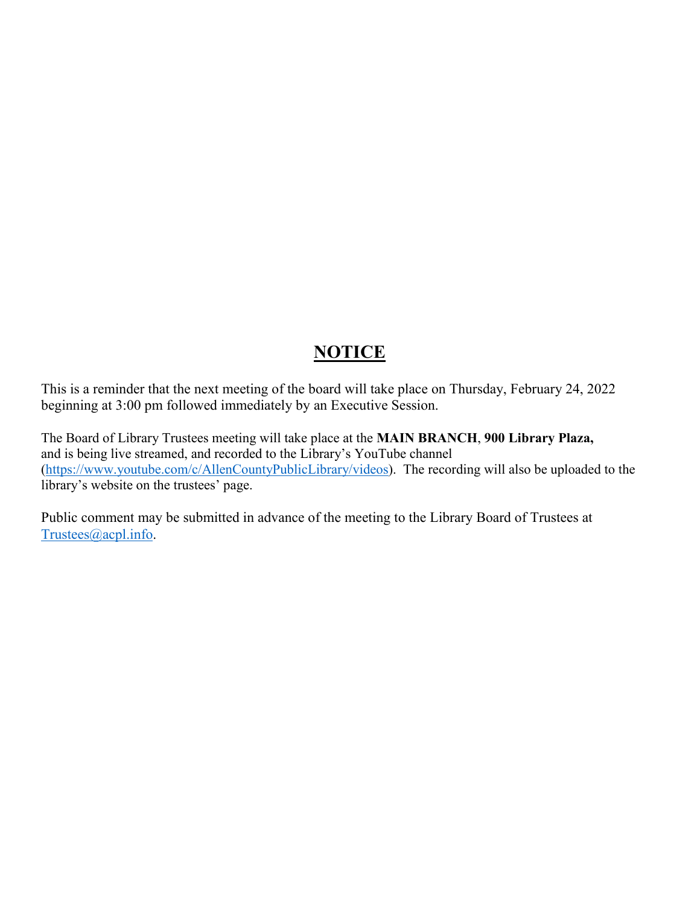# NOTICE

This is a reminder that the next meeting of the board will take place on Thursday, February 24, 2022 beginning at 3:00 pm followed immediately by an Executive Session.

The Board of Library Trustees meeting will take place at the **MAIN BRANCH**, **900 Library Plaza,** and is being live streamed, and recorded to the Library's YouTube channel (https://www.youtube.com/c/AllenCountyPublicLibrary/videos). The recording will also be uploaded to the library's website on the trustees' page.

Public comment may be submitted in advance of the meeting to the Library Board of Trustees at Trustees@acpl.info.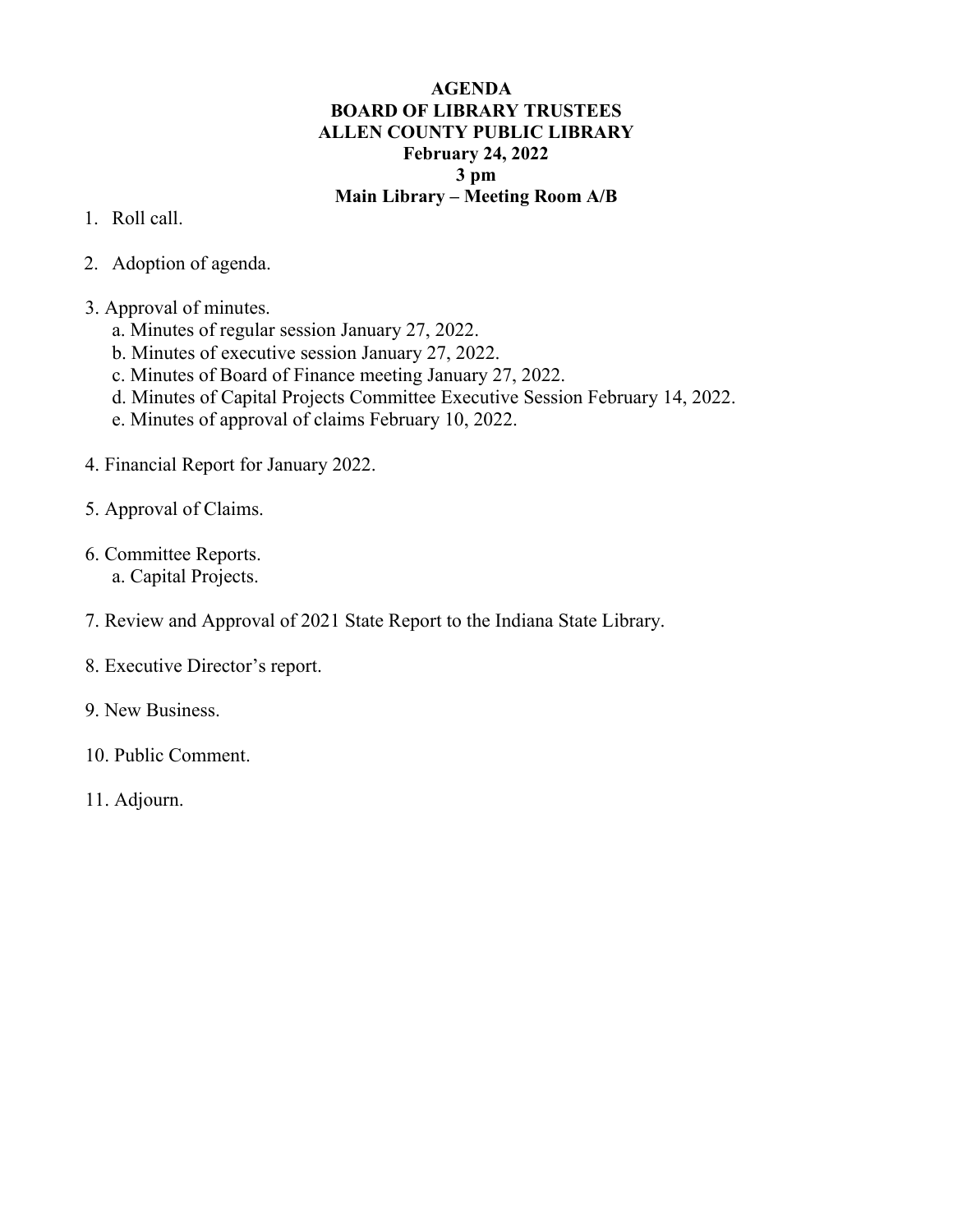**AGENDA**
**BOARD OF LIBRARY TRUSTEES**
**ALLEN COUNTY PUBLIC LIBRARY**
**February 24, 2022**
**3 pm**
**Main Library – Meeting Room A/B**

1. Roll call.

2. Adoption of agenda.

3. Approval of minutes.
   a. Minutes of regular session January 27, 2022.
   b. Minutes of executive session January 27, 2022.
   c. Minutes of Board of Finance meeting January 27, 2022.
   d. Minutes of Capital Projects Committee Executive Session February 14, 2022.
   e. Minutes of approval of claims February 10, 2022.

4. Financial Report for January 2022.

5. Approval of Claims.

6. Committee Reports.
   a. Capital Projects.

7. Review and Approval of 2021 State Report to the Indiana State Library.

8. Executive Director's report.

9. New Business.

10. Public Comment.

11. Adjourn.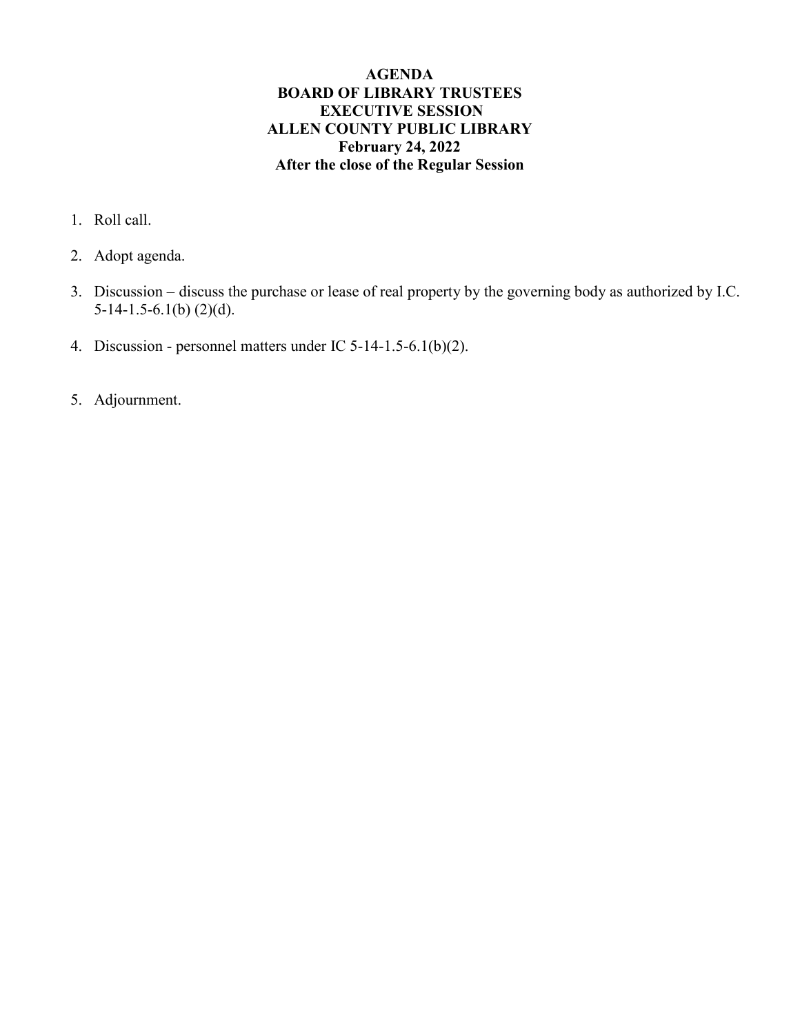**AGENDA**
**BOARD OF LIBRARY TRUSTEES**
**EXECUTIVE SESSION**
**ALLEN COUNTY PUBLIC LIBRARY**
**February 24, 2022**
**After the close of the Regular Session**

1. Roll call.
2. Adopt agenda.
3. Discussion – discuss the purchase or lease of real property by the governing body as authorized by I.C. 5-14-1.5-6.1(b) (2)(d).
4. Discussion - personnel matters under IC 5-14-1.5-6.1(b)(2).
5. Adjournment.